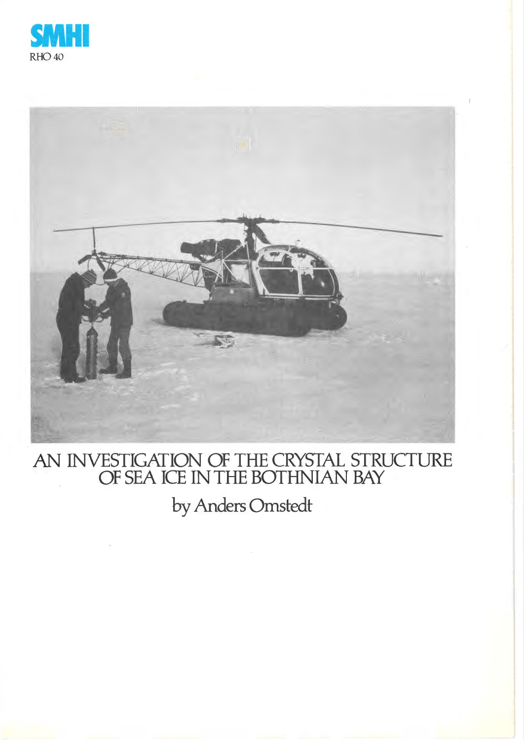SMHI

RHO 40

# AN INVESTIGATION OF THE CRYSTAL STRUCTURE OF SEA ICE IN THE BOTHNIAN BAY

by Anders Omstedt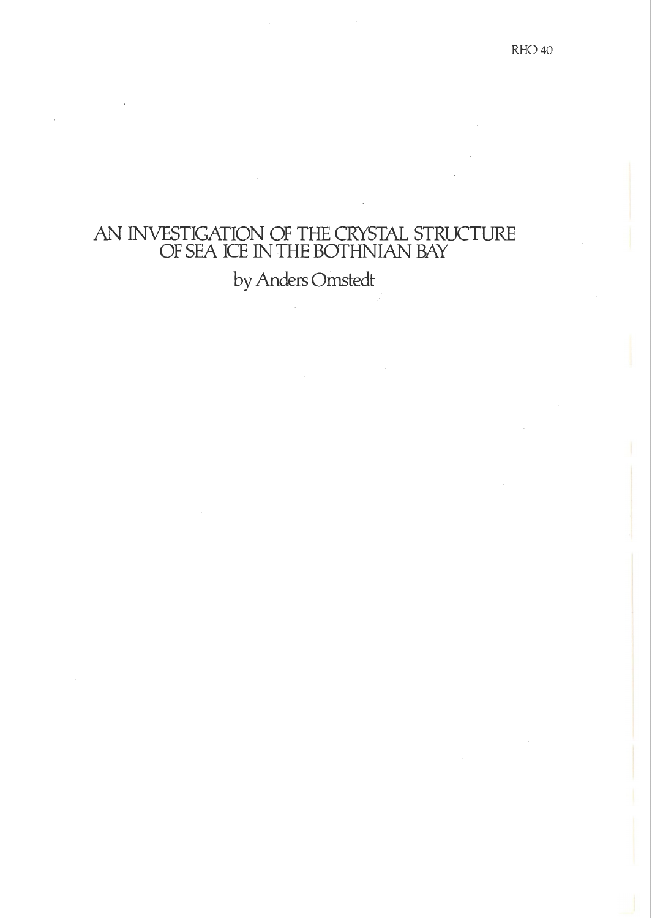RHO 40

# AN INVESTIGATION OF THE CRYSTAL STRUCTURE OF SEA ICE IN THE BOTHNIAN BAY

by Anders Omstedt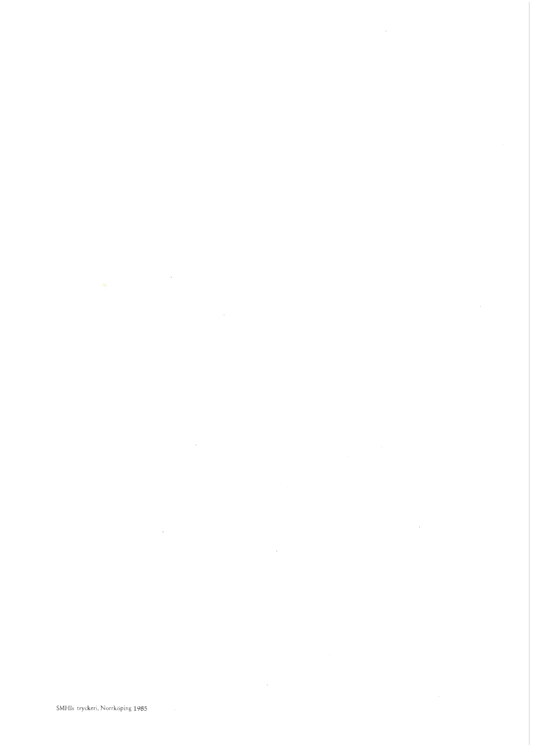SMHIs tryckeri, Norrköping 1985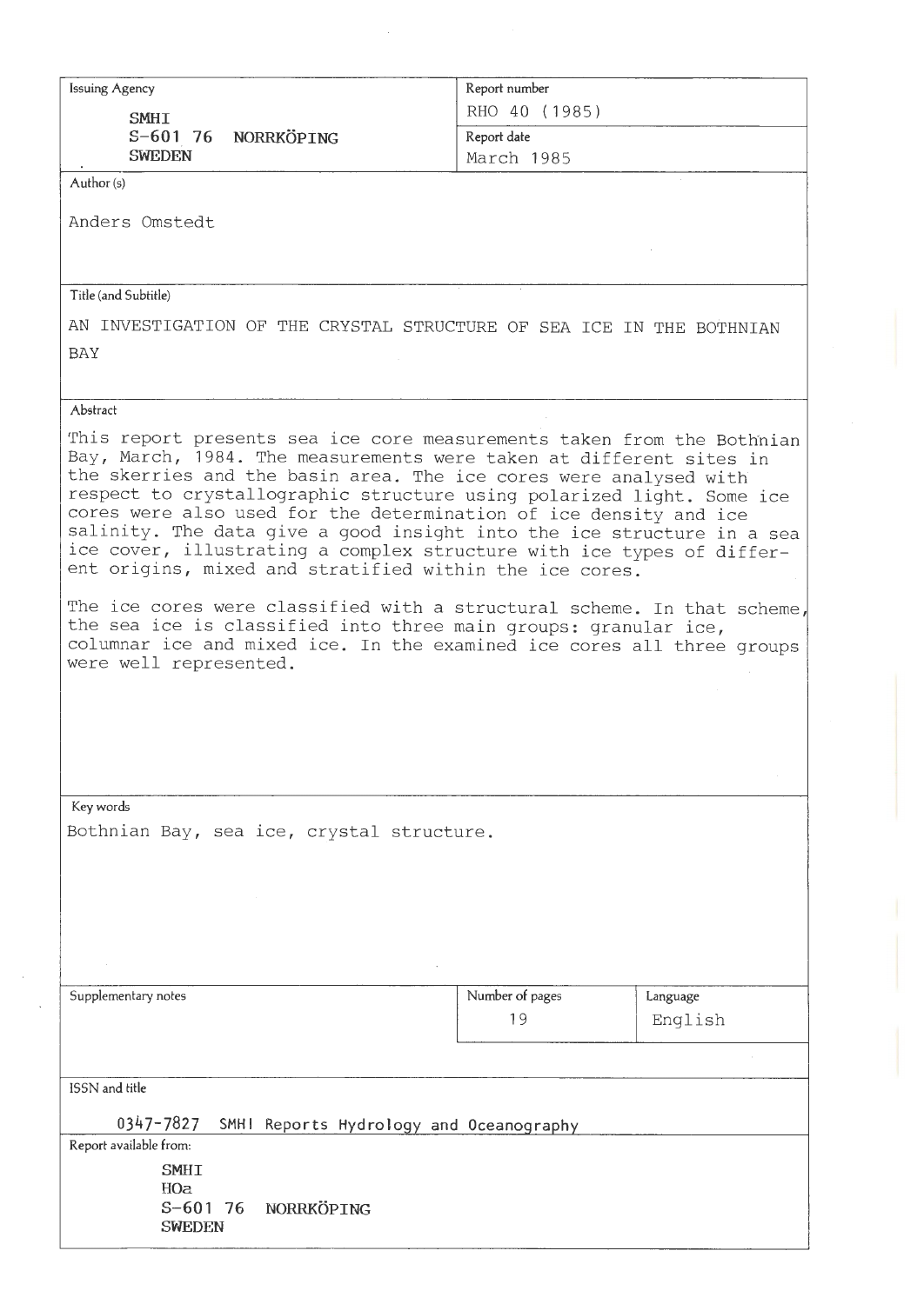**Issuing Agency**

SMHI
S-601 76 NORRKÖPING
SWEDEN

**Report number**

RHO 40 (1985)

**Report date**

March 1985

**Author (s)**

Anders Omstedt

**Title (and Subtitle)**

AN INVESTIGATION OF THE CRYSTAL STRUCTURE OF SEA ICE IN THE BOTHNIAN BAY

**Abstract**

This report presents sea ice core measurements taken from the Bothnian Bay, March, 1984. The measurements were taken at different sites in the skerries and the basin area. The ice cores were analysed with respect to crystallographic structure using polarized light. Some ice cores were also used for the determination of ice density and ice salinity. The data give a good insight into the ice structure in a sea ice cover, illustrating a complex structure with ice types of different origins, mixed and stratified within the ice cores.

The ice cores were classified with a structural scheme. In that scheme, the sea ice is classified into three main groups: granular ice, columnar ice and mixed ice. In the examined ice cores all three groups were well represented.

**Key words**

Bothnian Bay, sea ice, crystal structure.

**Supplementary notes**

**Number of pages**

19

**Language**

English

**ISSN and title**

0347-7827 SMHI Reports Hydrology and Oceanography

**Report available from:**

SMHI
HOa
S-601 76 NORRKÖPING
SWEDEN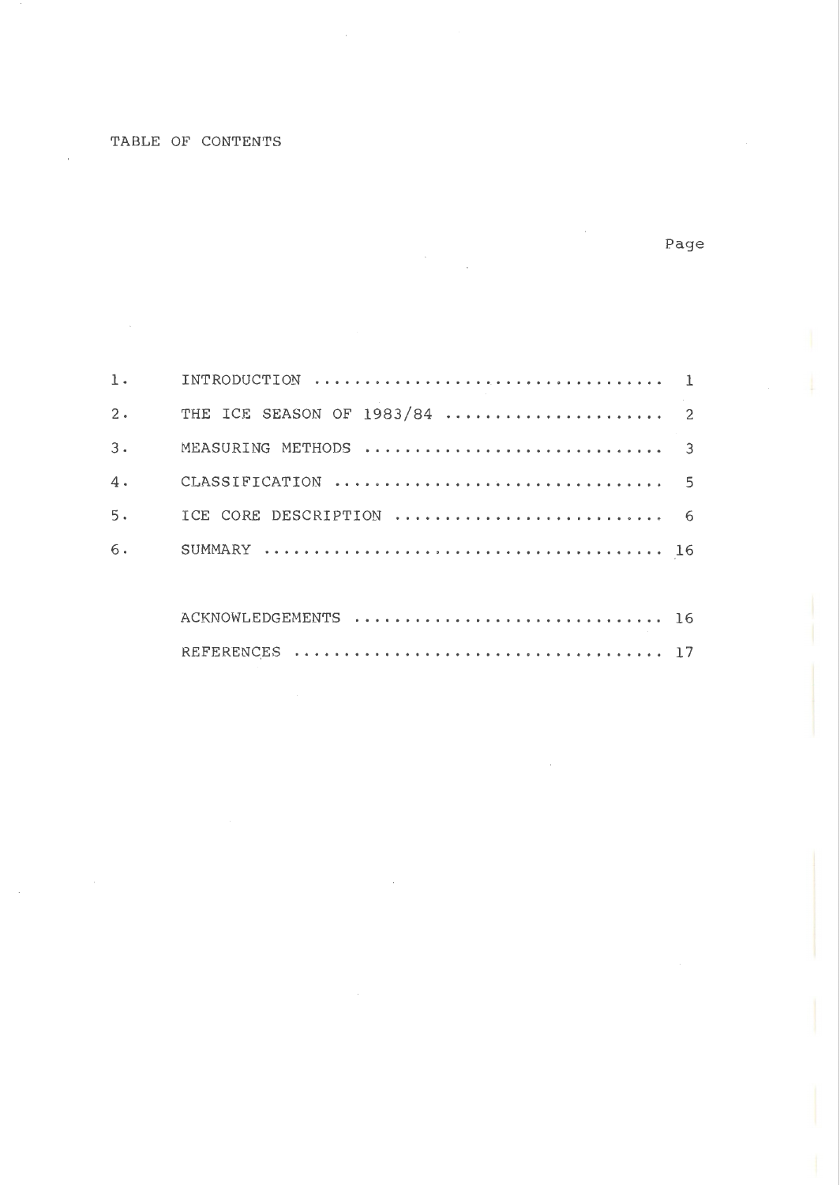TABLE OF CONTENTS

| | | Page |
|---|---|---|
| 1. | INTRODUCTION | 1 |
| 2. | THE ICE SEASON OF 1983/84 | 2 |
| 3. | MEASURING METHODS | 3 |
| 4. | CLASSIFICATION | 5 |
| 5. | ICE CORE DESCRIPTION | 6 |
| 6. | SUMMARY | 16 |
| | ACKNOWLEDGEMENTS | 16 |
| | REFERENCES | 17 |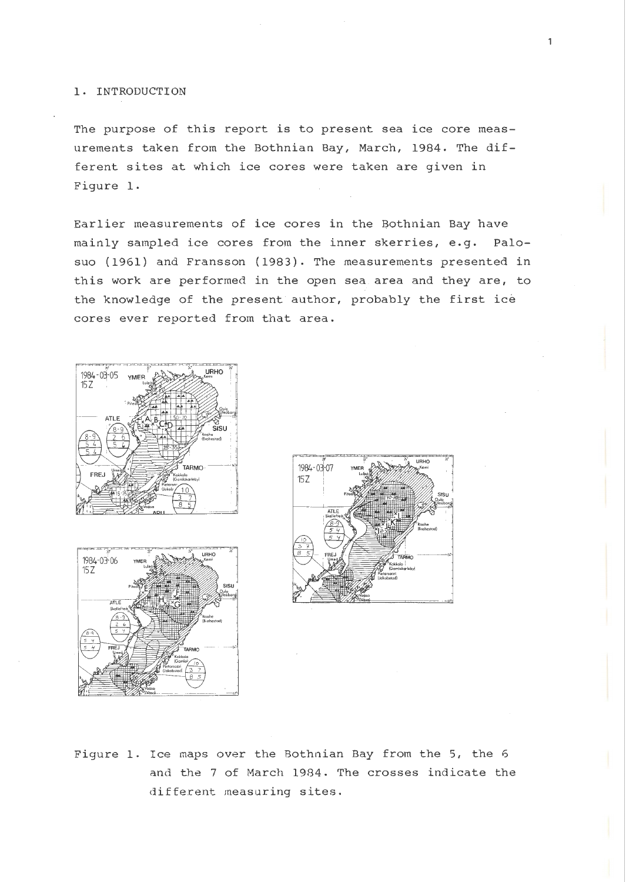# 1. INTRODUCTION

The purpose of this report is to present sea ice core measurements taken from the Bothnian Bay, March, 1984. The different sites at which ice cores were taken are given in Figure 1.

Earlier measurements of ice cores in the Bothnian Bay have mainly sampled ice cores from the inner skerries, e.g. Palosuo (1961) and Fransson (1983). The measurements presented in this work are performed in the open sea area and they are, to the knowledge of the present author, probably the first ice cores ever reported from that area.

Figure 1. Ice maps over the Bothnian Bay from the 5, the 6 and the 7 of March 1984. The crosses indicate the different measuring sites.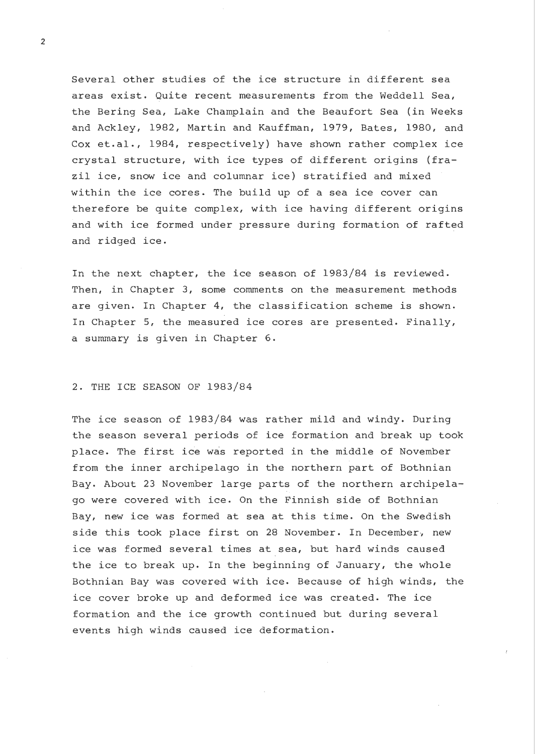Several other studies of the ice structure in different sea areas exist. Quite recent measurements from the Weddell Sea, the Bering Sea, Lake Champlain and the Beaufort Sea (in Weeks and Ackley, 1982, Martin and Kauffman, 1979, Bates, 1980, and Cox et.al., 1984, respectively) have shown rather complex ice crystal structure, with ice types of different origins (frazil ice, snow ice and columnar ice) stratified and mixed within the ice cores. The build up of a sea ice cover can therefore be quite complex, with ice having different origins and with ice formed under pressure during formation of rafted and ridged ice.

In the next chapter, the ice season of 1983/84 is reviewed. Then, in Chapter 3, some comments on the measurement methods are given. In Chapter 4, the classification scheme is shown. In Chapter 5, the measured ice cores are presented. Finally, a summary is given in Chapter 6.

## 2. THE ICE SEASON OF 1983/84

The ice season of 1983/84 was rather mild and windy. During the season several periods of ice formation and break up took place. The first ice was reported in the middle of November from the inner archipelago in the northern part of Bothnian Bay. About 23 November large parts of the northern archipelago were covered with ice. On the Finnish side of Bothnian Bay, new ice was formed at sea at this time. On the Swedish side this took place first on 28 November. In December, new ice was formed several times at sea, but hard winds caused the ice to break up. In the beginning of January, the whole Bothnian Bay was covered with ice. Because of high winds, the ice cover broke up and deformed ice was created. The ice formation and the ice growth continued but during several events high winds caused ice deformation.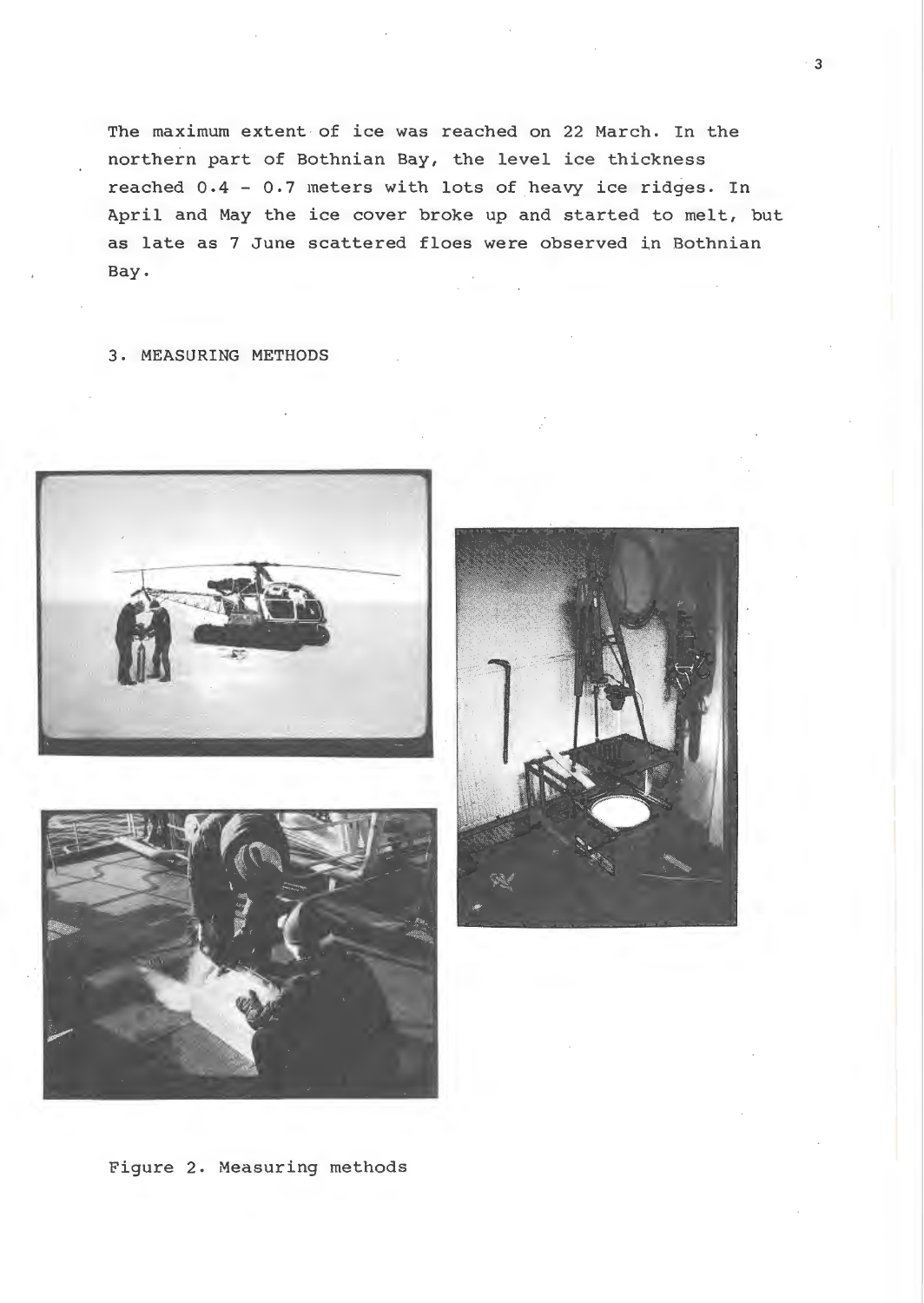The maximum extent of ice was reached on 22 March. In the northern part of Bothnian Bay, the level ice thickness reached 0.4 - 0.7 meters with lots of heavy ice ridges. In April and May the ice cover broke up and started to melt, but as late as 7 June scattered floes were observed in Bothnian Bay.

## 3. MEASURING METHODS

Figure 2. Measuring methods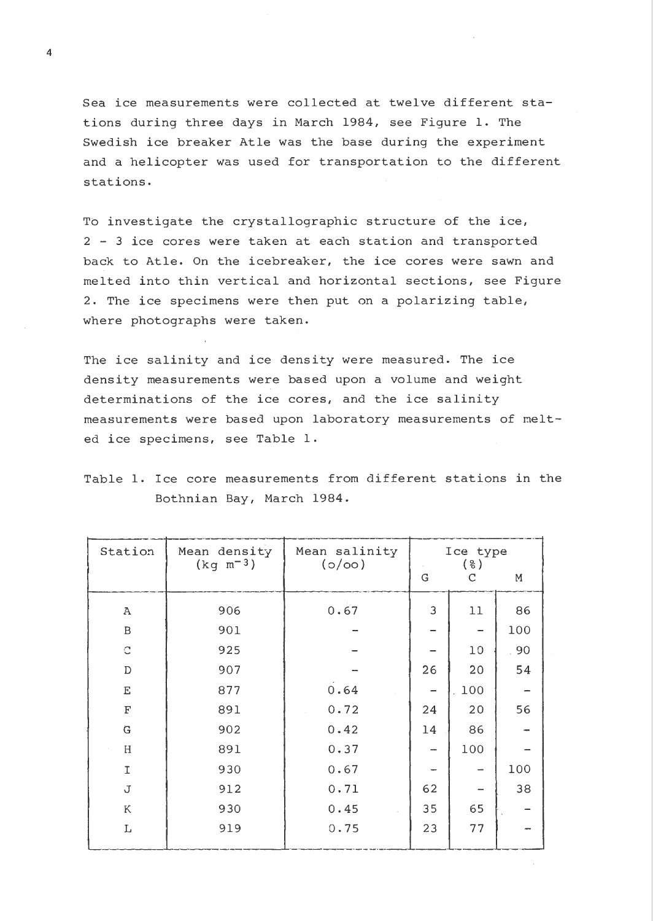Sea ice measurements were collected at twelve different stations during three days in March 1984, see Figure 1. The Swedish ice breaker Atle was the base during the experiment and a helicopter was used for transportation to the different stations.

To investigate the crystallographic structure of the ice, 2 - 3 ice cores were taken at each station and transported back to Atle. On the icebreaker, the ice cores were sawn and melted into thin vertical and horizontal sections, see Figure 2. The ice specimens were then put on a polarizing table, where photographs were taken.

The ice salinity and ice density were measured. The ice density measurements were based upon a volume and weight determinations of the ice cores, and the ice salinity measurements were based upon laboratory measurements of melted ice specimens, see Table 1.

Table 1. Ice core measurements from different stations in the Bothnian Bay, March 1984.

| Station | Mean density (kg $m^{-3}$) | Mean salinity (o/oo) | Ice type (%) | | |
|---|---|---|---|---|---|
| | | | G | C | M |
| A | 906 | 0.67 | 3 | 11 | 86 |
| B | 901 | – | – | – | 100 |
| C | 925 | – | – | 10 | 90 |
| D | 907 | – | 26 | 20 | 54 |
| E | 877 | 0.64 | – | 100 | – |
| F | 891 | 0.72 | 24 | 20 | 56 |
| G | 902 | 0.42 | 14 | 86 | – |
| H | 891 | 0.37 | – | 100 | – |
| I | 930 | 0.67 | – | – | 100 |
| J | 912 | 0.71 | 62 | – | 38 |
| K | 930 | 0.45 | 35 | 65 | – |
| L | 919 | 0.75 | 23 | 77 | – |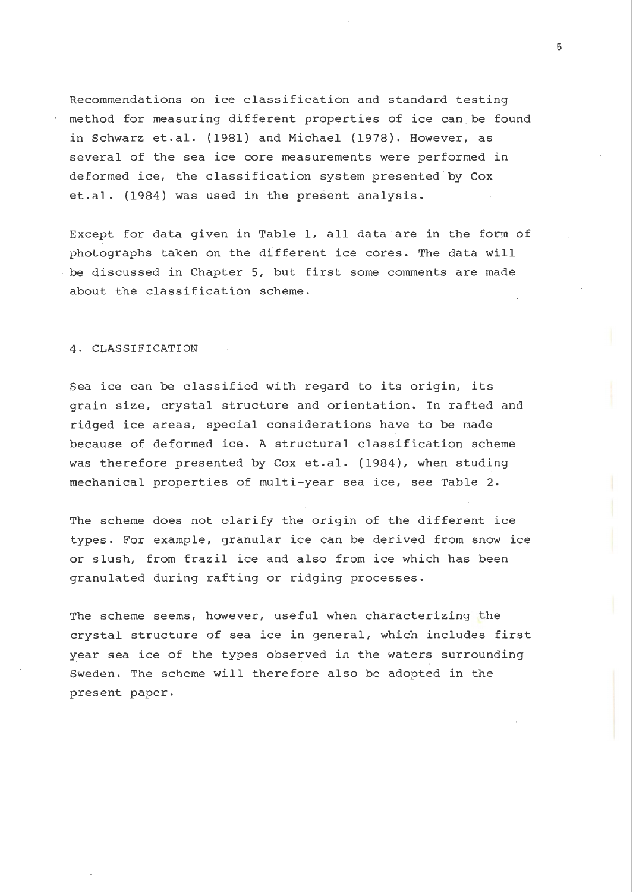Recommendations on ice classification and standard testing method for measuring different properties of ice can be found in Schwarz et.al. (1981) and Michael (1978). However, as several of the sea ice core measurements were performed in deformed ice, the classification system presented by Cox et.al. (1984) was used in the present analysis.

Except for data given in Table 1, all data are in the form of photographs taken on the different ice cores. The data will be discussed in Chapter 5, but first some comments are made about the classification scheme.

## 4. CLASSIFICATION

Sea ice can be classified with regard to its origin, its grain size, crystal structure and orientation. In rafted and ridged ice areas, special considerations have to be made because of deformed ice. A structural classification scheme was therefore presented by Cox et.al. (1984), when studing mechanical properties of multi-year sea ice, see Table 2.

The scheme does not clarify the origin of the different ice types. For example, granular ice can be derived from snow ice or slush, from frazil ice and also from ice which has been granulated during rafting or ridging processes.

The scheme seems, however, useful when characterizing the crystal structure of sea ice in general, which includes first year sea ice of the types observed in the waters surrounding Sweden. The scheme will therefore also be adopted in the present paper.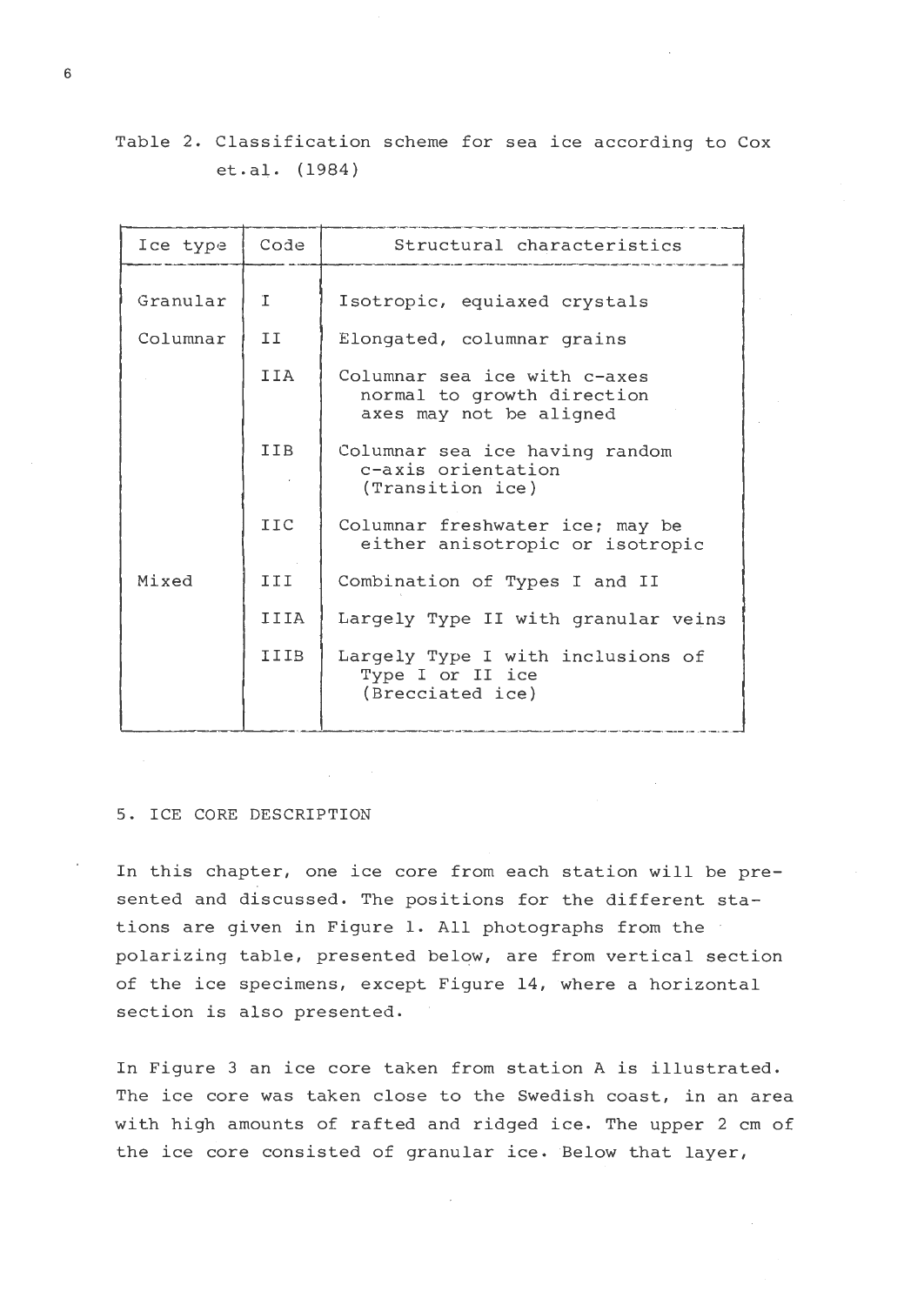Table 2. Classification scheme for sea ice according to Cox et.al. (1984)

| Ice type | Code | Structural characteristics |
|---|---|---|
| Granular | I | Isotropic, equiaxed crystals |
| Columnar | II | Elongated, columnar grains |
| | IIA | Columnar sea ice with c-axes normal to growth direction axes may not be aligned |
| | IIB | Columnar sea ice having random c-axis orientation (Transition ice) |
| | IIC | Columnar freshwater ice; may be either anisotropic or isotropic |
| Mixed | III | Combination of Types I and II |
| | IIIA | Largely Type II with granular veins |
| | IIIB | Largely Type I with inclusions of Type I or II ice (Brecciated ice) |

## 5. ICE CORE DESCRIPTION

In this chapter, one ice core from each station will be presented and discussed. The positions for the different stations are given in Figure 1. All photographs from the polarizing table, presented below, are from vertical section of the ice specimens, except Figure 14, where a horizontal section is also presented.

In Figure 3 an ice core taken from station A is illustrated. The ice core was taken close to the Swedish coast, in an area with high amounts of rafted and ridged ice. The upper 2 cm of the ice core consisted of granular ice. Below that layer,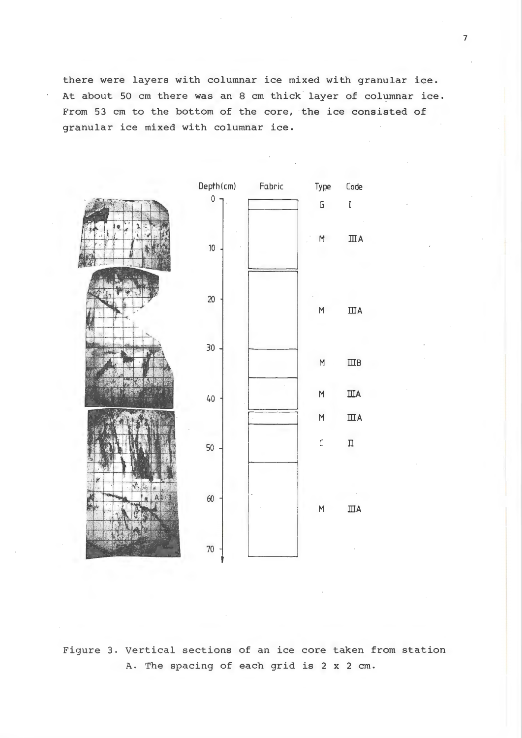there were layers with columnar ice mixed with granular ice. At about 50 cm there was an 8 cm thick layer of columnar ice. From 53 cm to the bottom of the core, the ice consisted of granular ice mixed with columnar ice.

| Depth (cm) | Type | Code |
|---|---|---|
| 0–2 | G | I |
| 2–14 | M | IIIA |
| 14–30 | M | IIIA |
| 30–36 | M | IIIB |
| 36–42 | M | IIIA |
| 43–45 | M | IIIA |
| 45–53 | C | II |
| 53–71 | M | IIIA |

Figure 3. Vertical sections of an ice core taken from station A. The spacing of each grid is 2 x 2 cm.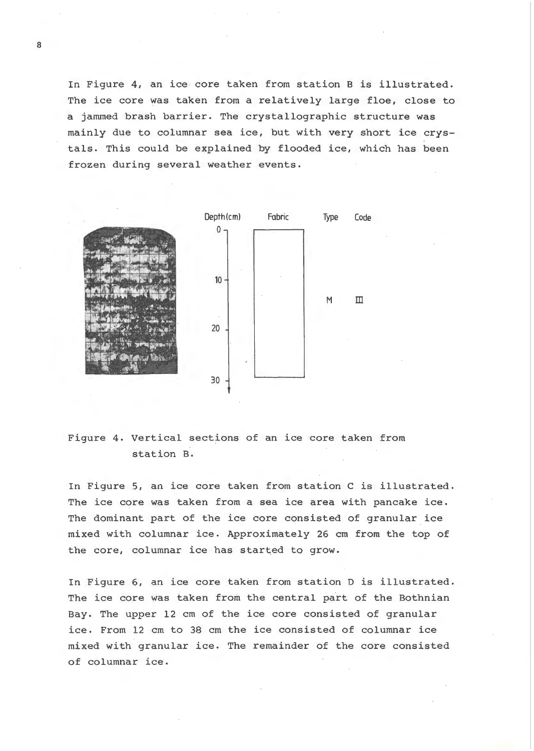In Figure 4, an ice core taken from station B is illustrated. The ice core was taken from a relatively large floe, close to a jammed brash barrier. The crystallographic structure was mainly due to columnar sea ice, but with very short ice crystals. This could be explained by flooded ice, which has been frozen during several weather events.

Figure 4. Vertical sections of an ice core taken from station B.

In Figure 5, an ice core taken from station C is illustrated. The ice core was taken from a sea ice area with pancake ice. The dominant part of the ice core consisted of granular ice mixed with columnar ice. Approximately 26 cm from the top of the core, columnar ice has started to grow.

In Figure 6, an ice core taken from station D is illustrated. The ice core was taken from the central part of the Bothnian Bay. The upper 12 cm of the ice core consisted of granular ice. From 12 cm to 38 cm the ice consisted of columnar ice mixed with granular ice. The remainder of the core consisted of columnar ice.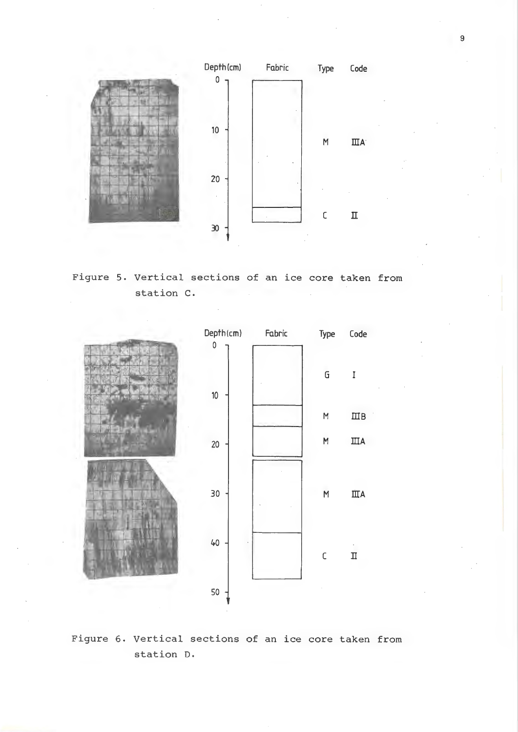| Depth (cm) | Fabric | Type | Code |
|---|---|---|---|
| 0–26 | | M | IIIA |
| 26–29 | | C | II |

Figure 5. Vertical sections of an ice core taken from station C.

| Depth (cm) | Fabric | Type | Code |
|---|---|---|---|
| 0–12 | | G | I |
| 12–16 | | M | IIIB |
| 16–22 | | M | IIIA |
| 23–38 | | M | IIIA |
| 38–47 | | C | II |

Figure 6. Vertical sections of an ice core taken from station D.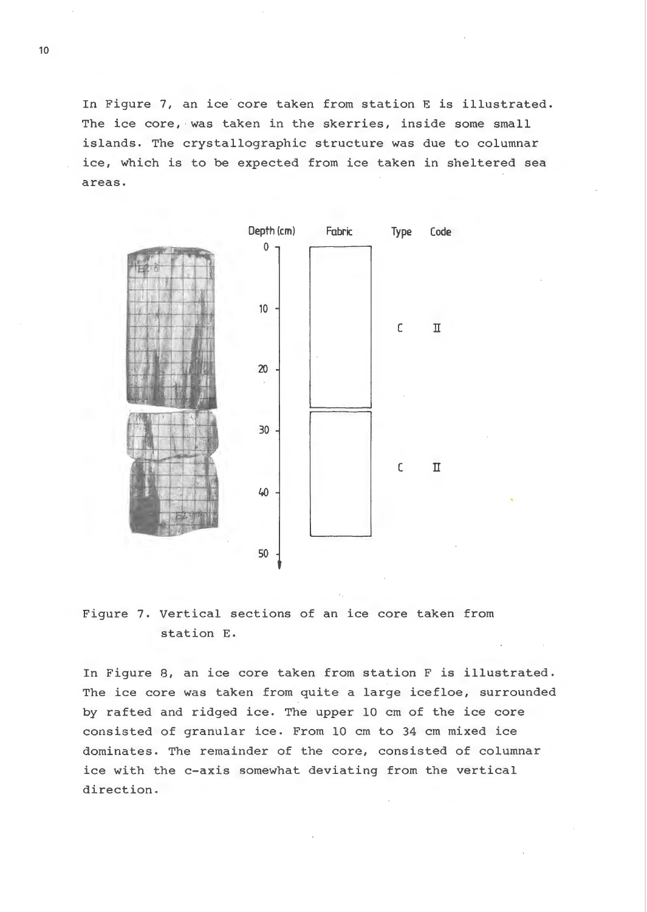In Figure 7, an ice core taken from station E is illustrated. The ice core, was taken in the skerries, inside some small islands. The crystallographic structure was due to columnar ice, which is to be expected from ice taken in sheltered sea areas.

Figure 7. Vertical sections of an ice core taken from station E.

In Figure 8, an ice core taken from station F is illustrated. The ice core was taken from quite a large icefloe, surrounded by rafted and ridged ice. The upper 10 cm of the ice core consisted of granular ice. From 10 cm to 34 cm mixed ice dominates. The remainder of the core, consisted of columnar ice with the c-axis somewhat deviating from the vertical direction.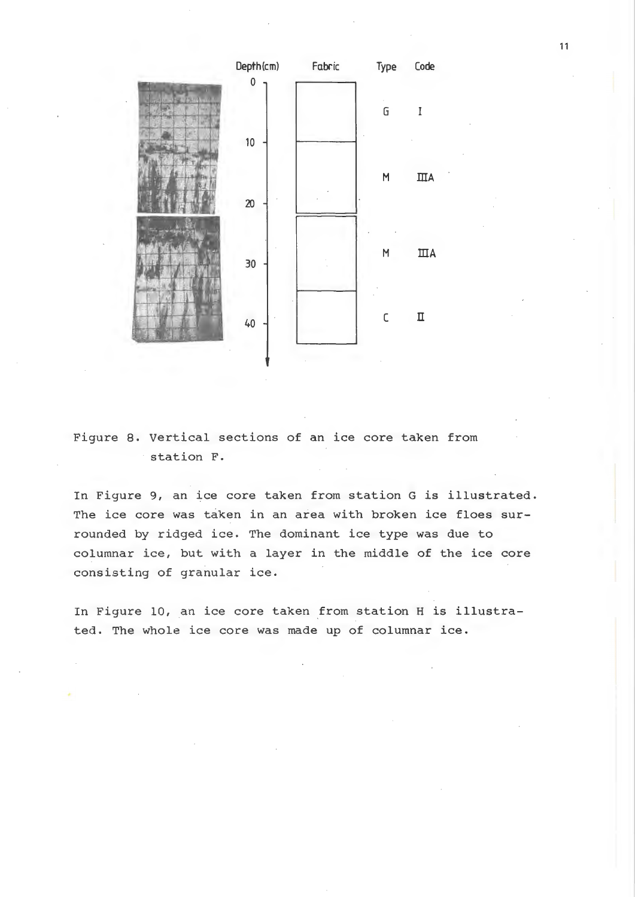| Depth (cm) | Fabric | Type | Code |
|---|---|---|---|
| 0–10 | | G | I |
| 10–20 | | M | IIIA |
| 20–32 | | M | IIIA |
| 32–43 | | C | II |

Figure 8. Vertical sections of an ice core taken from station F.

In Figure 9, an ice core taken from station G is illustrated. The ice core was taken in an area with broken ice floes surrounded by ridged ice. The dominant ice type was due to columnar ice, but with a layer in the middle of the ice core consisting of granular ice.

In Figure 10, an ice core taken from station H is illustrated. The whole ice core was made up of columnar ice.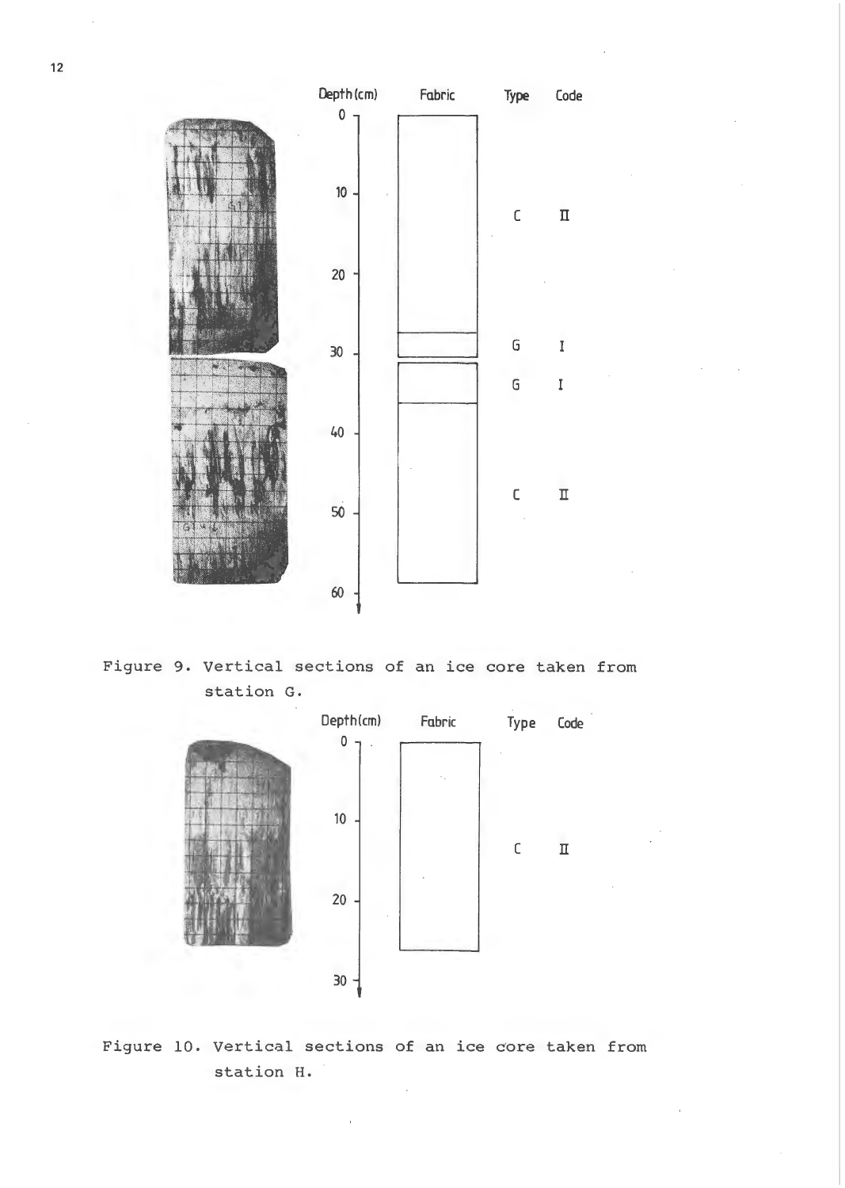| Depth (cm) | Fabric | Type | Code |
|---|---|---|---|
| 0–27 | | C | II |
| 27–30 | | G | I |
| 31–36 | | G | I |
| 36–58 | | C | II |

Figure 9. Vertical sections of an ice core taken from station G.

| Depth (cm) | Fabric | Type | Code |
|---|---|---|---|
| 0–26 | | C | II |

Figure 10. Vertical sections of an ice core taken from station H.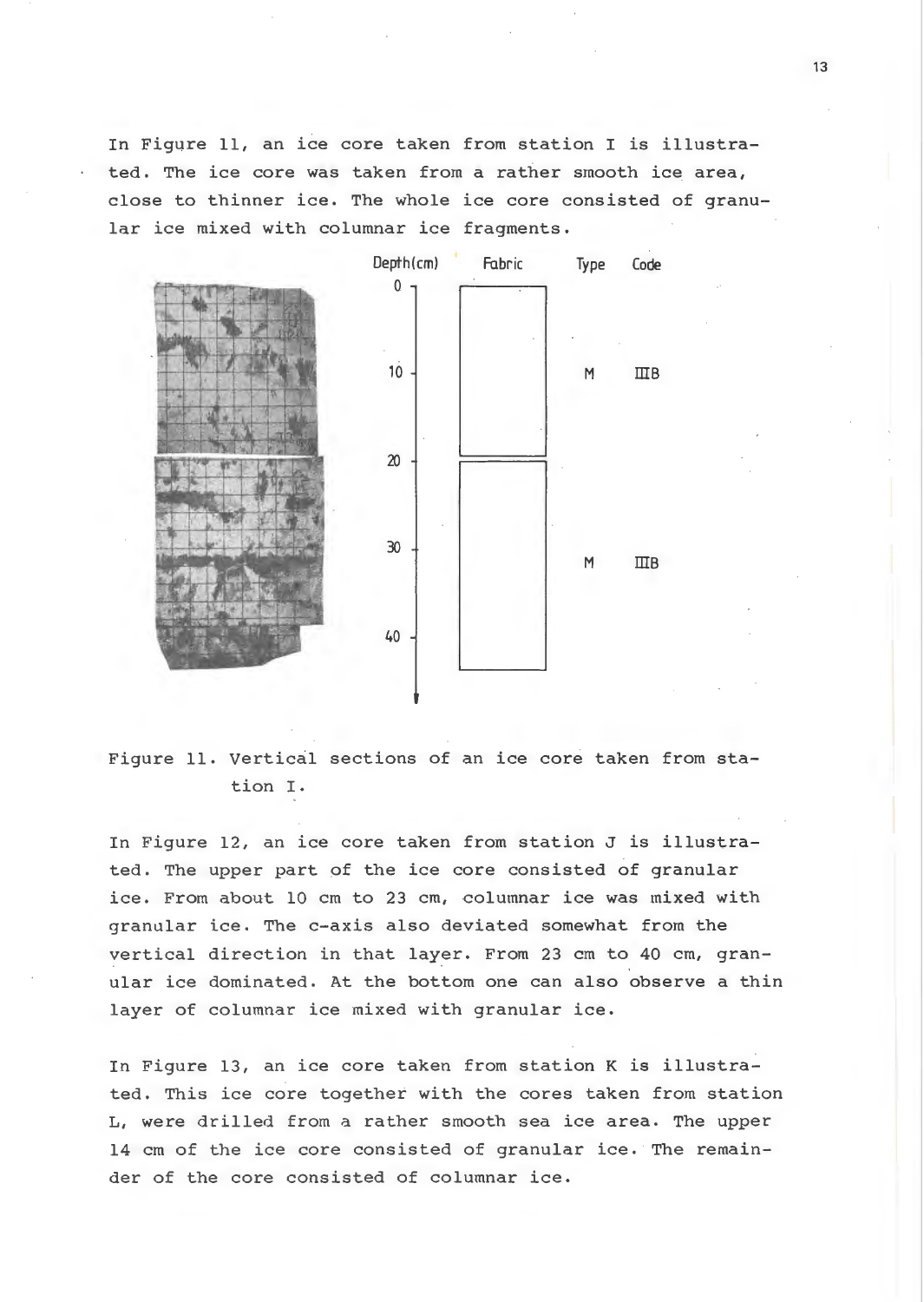In Figure 11, an ice core taken from station I is illustrated. The ice core was taken from a rather smooth ice area, close to thinner ice. The whole ice core consisted of granular ice mixed with columnar ice fragments.

Figure 11. Vertical sections of an ice core taken from station I.

In Figure 12, an ice core taken from station J is illustrated. The upper part of the ice core consisted of granular ice. From about 10 cm to 23 cm, columnar ice was mixed with granular ice. The c-axis also deviated somewhat from the vertical direction in that layer. From 23 cm to 40 cm, granular ice dominated. At the bottom one can also observe a thin layer of columnar ice mixed with granular ice.

In Figure 13, an ice core taken from station K is illustrated. This ice core together with the cores taken from station L, were drilled from a rather smooth sea ice area. The upper 14 cm of the ice core consisted of granular ice. The remainder of the core consisted of columnar ice.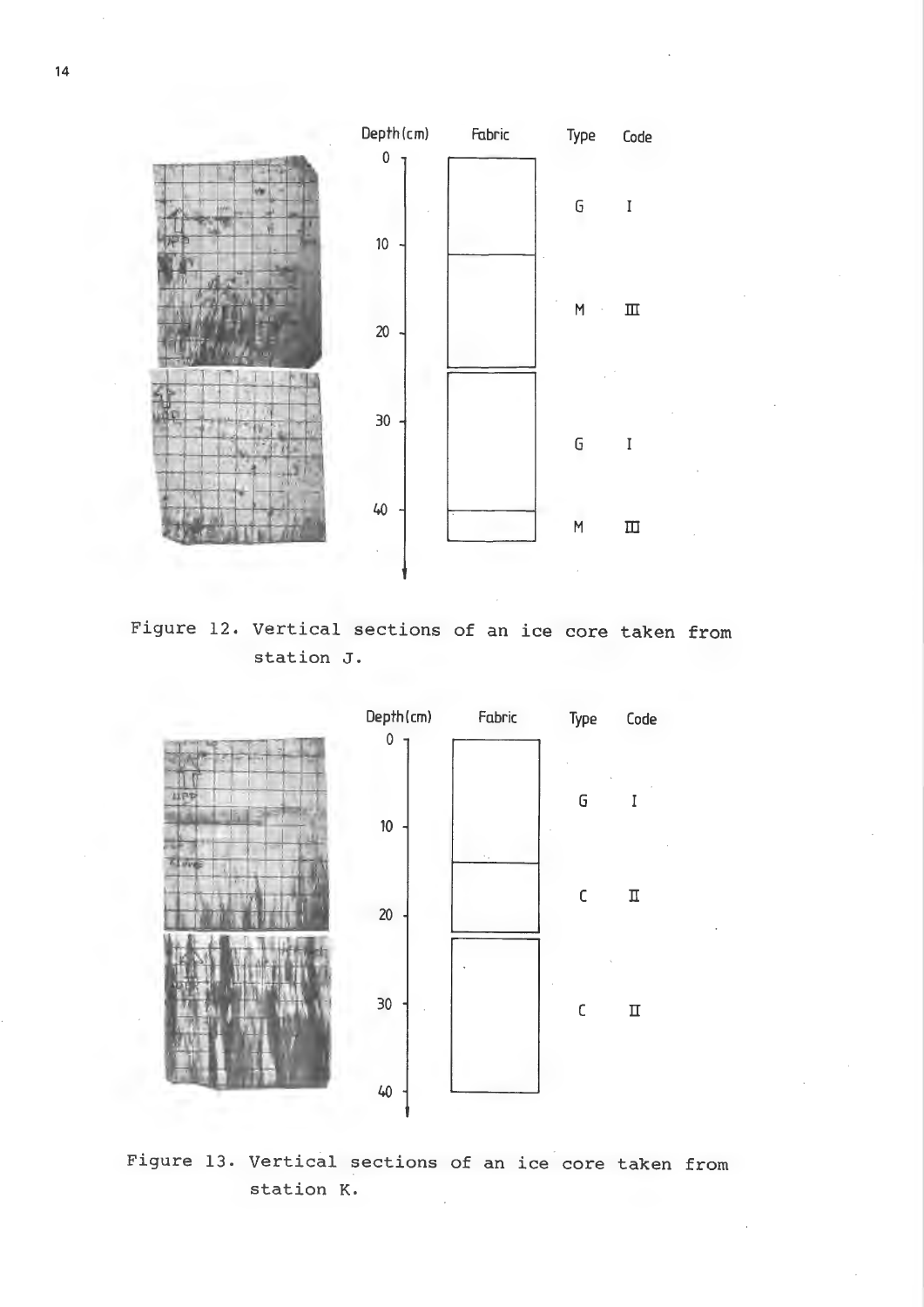| Depth (cm) | Fabric | Type | Code |
| --- | --- | --- | --- |
| 0–11 | | G | I |
| 11–24 | | M | III |
| 24–40 | | G | I |
| 40–43 | | M | III |

Figure 12. Vertical sections of an ice core taken from station J.

| Depth (cm) | Fabric | Type | Code |
| --- | --- | --- | --- |
| 0–14 | | G | I |
| 14–22 | | C | II |
| 22–40 | | C | II |

Figure 13. Vertical sections of an ice core taken from station K.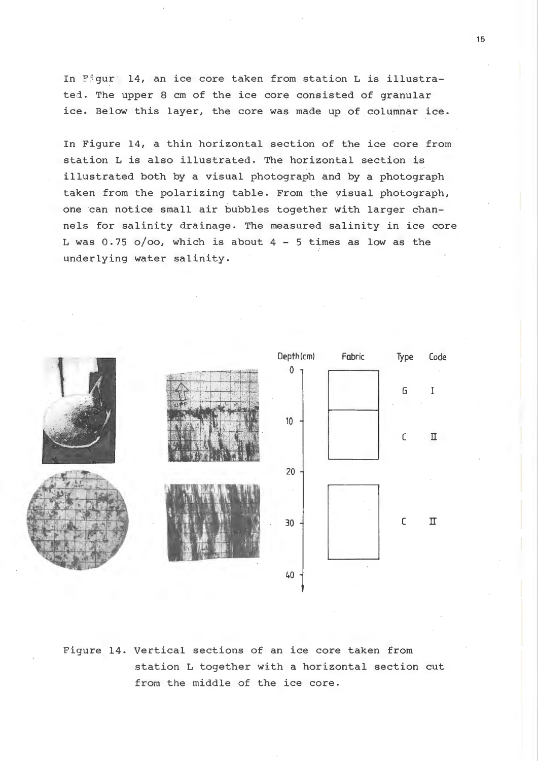In Figure 14, an ice core taken from station L is illustrated. The upper 8 cm of the ice core consisted of granular ice. Below this layer, the core was made up of columnar ice.

In Figure 14, a thin horizontal section of the ice core from station L is also illustrated. The horizontal section is illustrated both by a visual photograph and by a photograph taken from the polarizing table. From the visual photograph, one can notice small air bubbles together with larger channels for salinity drainage. The measured salinity in ice core L was 0.75 o/oo, which is about 4 - 5 times as low as the underlying water salinity.

| Depth (cm) | Fabric | Type | Code |
|---|---|---|---|
| 0 – 8 | | G | I |
| 8 – 18 | | C | II |
| 23 – 37 | | C | II |

Figure 14. Vertical sections of an ice core taken from station L together with a horizontal section cut from the middle of the ice core.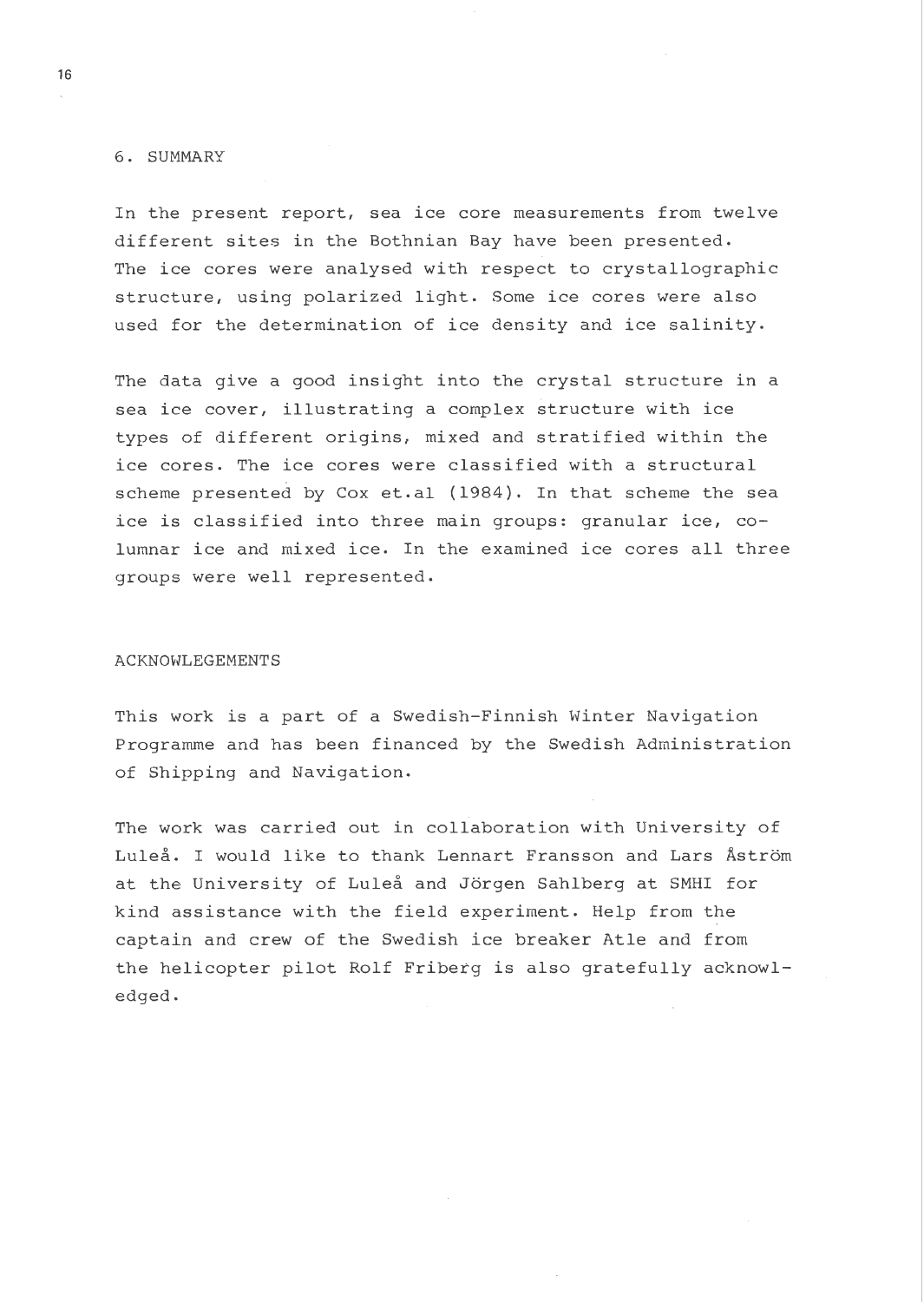## 6. SUMMARY

In the present report, sea ice core measurements from twelve different sites in the Bothnian Bay have been presented. The ice cores were analysed with respect to crystallographic structure, using polarized light. Some ice cores were also used for the determination of ice density and ice salinity.

The data give a good insight into the crystal structure in a sea ice cover, illustrating a complex structure with ice types of different origins, mixed and stratified within the ice cores. The ice cores were classified with a structural scheme presented by Cox et.al (1984). In that scheme the sea ice is classified into three main groups: granular ice, columnar ice and mixed ice. In the examined ice cores all three groups were well represented.

## ACKNOWLEGEMENTS

This work is a part of a Swedish-Finnish Winter Navigation Programme and has been financed by the Swedish Administration of Shipping and Navigation.

The work was carried out in collaboration with University of Luleå. I would like to thank Lennart Fransson and Lars Åström at the University of Luleå and Jörgen Sahlberg at SMHI for kind assistance with the field experiment. Help from the captain and crew of the Swedish ice breaker Atle and from the helicopter pilot Rolf Friberg is also gratefully acknowledged.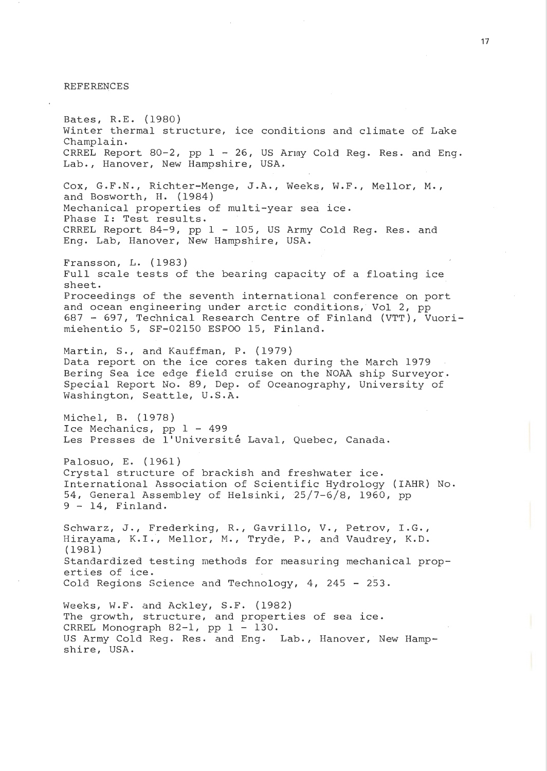# REFERENCES

Bates, R.E. (1980)
Winter thermal structure, ice conditions and climate of Lake Champlain.
CRREL Report 80-2, pp 1 - 26, US Army Cold Reg. Res. and Eng. Lab., Hanover, New Hampshire, USA.

Cox, G.F.N., Richter-Menge, J.A., Weeks, W.F., Mellor, M., and Bosworth, H. (1984)
Mechanical properties of multi-year sea ice.
Phase I: Test results.
CRREL Report 84-9, pp 1 - 105, US Army Cold Reg. Res. and Eng. Lab, Hanover, New Hampshire, USA.

Fransson, L. (1983)
Full scale tests of the bearing capacity of a floating ice sheet.
Proceedings of the seventh international conference on port and ocean engineering under arctic conditions, Vol 2, pp 687 - 697, Technical Research Centre of Finland (VTT), Vuorimiehentio 5, SF-02150 ESPOO 15, Finland.

Martin, S., and Kauffman, P. (1979)
Data report on the ice cores taken during the March 1979 Bering Sea ice edge field cruise on the NOAA ship Surveyor.
Special Report No. 89, Dep. of Oceanography, University of Washington, Seattle, U.S.A.

Michel, B. (1978)
Ice Mechanics, pp 1 - 499
Les Presses de l'Université Laval, Quebec, Canada.

Palosuo, E. (1961)
Crystal structure of brackish and freshwater ice.
International Association of Scientific Hydrology (IAHR) No. 54, General Assembley of Helsinki, 25/7-6/8, 1960, pp 9 - 14, Finland.

Schwarz, J., Frederking, R., Gavrillo, V., Petrov, I.G., Hirayama, K.I., Mellor, M., Trydè, P., and Vaudrey, K.D. (1981)
Standardized testing methods for measuring mechanical properties of ice.
Cold Regions Science and Technology, 4, 245 - 253.

Weeks, W.F. and Ackley, S.F. (1982)
The growth, structure, and properties of sea ice.
CRREL Monograph 82-1, pp 1 - 130.
US Army Cold Reg. Res. and Eng. Lab., Hanover, New Hampshire, USA.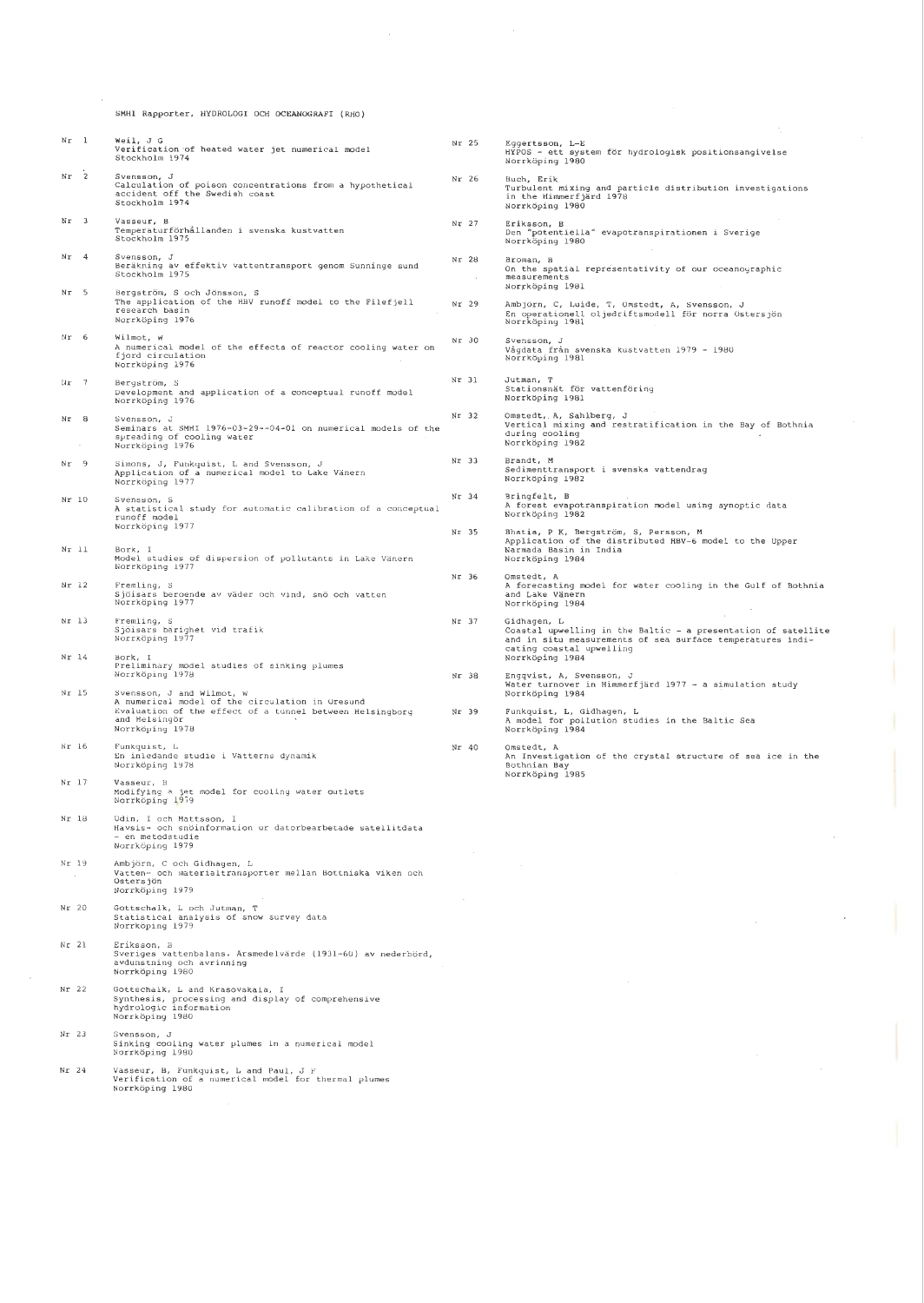SMHI Rapporter, HYDROLOGI OCH OCEANOGRAFI (RHO)

Nr 1 Weil, J G
Verification of heated water jet numerical model
Stockholm 1974

Nr 2 Svensson, J
Calculation of poison concentrations from a hypothetical accident off the Swedish coast
Stockholm 1974

Nr 3 Vasseur, B
Temperaturförhållanden i svenska kustvatten
Stockholm 1975

Nr 4 Svensson, J
Beräkning av effektiv vattentransport genom Sunninge sund
Stockholm 1975

Nr 5 Bergström, S och Jönsson, S
The application of the HBV runoff model to the Filefjell research basin
Norrköping 1976

Nr 6 Wilmot, W
A numerical model of the effects of reactor cooling water on fjord circulation
Norrköping 1976

Nr 7 Bergström, S
Development and application of a conceptual runoff model
Norrköping 1976

Nr 8 Svensson, J
Seminars at SMHI 1976-03-29--04-01 on numerical models of the spreading of cooling water
Norrköping 1976

Nr 9 Simons, J, Funkquist, L and Svensson, J
Application of a numerical model to Lake Vänern
Norrköping 1977

Nr 10 Svensson, S
A statistical study for automatic calibration of a conceptual runoff model
Norrköping 1977

Nr 11 Bork, I
Model studies of dispersion of pollutants in Lake Vänern
Norrköping 1977

Nr 12 Fremling, S
Sjöisars beroende av väder och vind, snö och vatten
Norrköping 1977

Nr 13 Fremling, S
Sjöisars bärighet vid trafik
Norrköping 1977

Nr 14 Bork, I
Preliminary model studies of sinking plumes
Norrköping 1978

Nr 15 Svensson, J and Wilmot, W
A numerical model of the circulation in Öresund
Evaluation of the effect of a tunnel between Helsingborg and Helsingör
Norrköping 1978

Nr 16 Funkquist, L
En inledande studie i Vätterns dynamik
Norrköping 1978

Nr 17 Vasseur, B
Modifying a jet model for cooling water outlets
Norrköping 1979

Nr 18 Udin, I och Mattsson, I
Havsis- och snöinformation ur datorbearbetade satellitdata - en metodstudie
Norrköping 1979

Nr 19 Ambjörn, C och Gidhagen, L
Vatten- och materialtransporter mellan Bottniska viken och Östersjön
Norrköping 1979

Nr 20 Gottschalk, L och Jutman, T
Statistical analysis of snow survey data
Norrköping 1979

Nr 21 Eriksson, B
Sveriges vattenbalans. Årsmedelvärde (1931-60) av nederbörd, avdunstning och avrinning
Norrköping 1980

Nr 22 Gottschalk, L and Krasovskaia, I
Synthesis, processing and display of comprehensive hydrologic information
Norrköping 1980

Nr 23 Svensson, J
Sinking cooling water plumes in a numerical model
Norrköping 1980

Nr 24 Vasseur, B, Funkquist, L and Paul, J F
Verification of a numerical model for thermal plumes
Norrköping 1980

Nr 25 Eggertsson, L-E
HYPOS - ett system för hydrologisk positionsangivelse
Norrköping 1980

Nr 26 Buch, Erik
Turbulent mixing and particle distribution investigations in the Himmerfjärd 1978
Norrköping 1980

Nr 27 Eriksson, B
Den "potentiella" evapotranspirationen i Sverige
Norrköping 1980

Nr 28 Broman, B
On the spatial representativity of our oceanographic measurements
Norrköping 1981

Nr 29 Ambjörn, C, Luide, T, Omstedt, A, Svensson, J
En operationell oljedriftsmodell för norra Östersjön
Norrköping 1981

Nr 30 Svensson, J
Vågdata från svenska kustvatten 1979 - 1980
Norrköping 1981

Nr 31 Jutman, T
Stationsnät för vattenföring
Norrköping 1981

Nr 32 Omstedt, A, Sahlberg, J
Vertical mixing and restratification in the Bay of Bothnia during cooling
Norrköping 1982

Nr 33 Brandt, M
Sedimenttransport i svenska vattendrag
Norrköping 1982

Nr 34 Bringfelt, B
A forest evapotranspiration model using synoptic data
Norrköping 1982

Nr 35 Bhatia, P K, Bergström, S, Persson, M
Application of the distributed HBV-6 model to the Upper Narmada Basin in India
Norrköping 1984

Nr 36 Omstedt, A
A forecasting model for water cooling in the Gulf of Bothnia and Lake Vänern
Norrköping 1984

Nr 37 Gidhagen, L
Coastal upwelling in the Baltic - a presentation of satellite and in situ measurements of sea surface temperatures indicating coastal upwelling
Norrköping 1984

Nr 38 Engqvist, A, Svensson, J
Water turnover in Himmerfjärd 1977 - a simulation study
Norrköping 1984

Nr 39 Funkquist, L, Gidhagen, L
A model for pollution studies in the Baltic Sea
Norrköping 1984

Nr 40 Omstedt, A
An Investigation of the crystal structure of sea ice in the Bothnian Bay
Norrköping 1985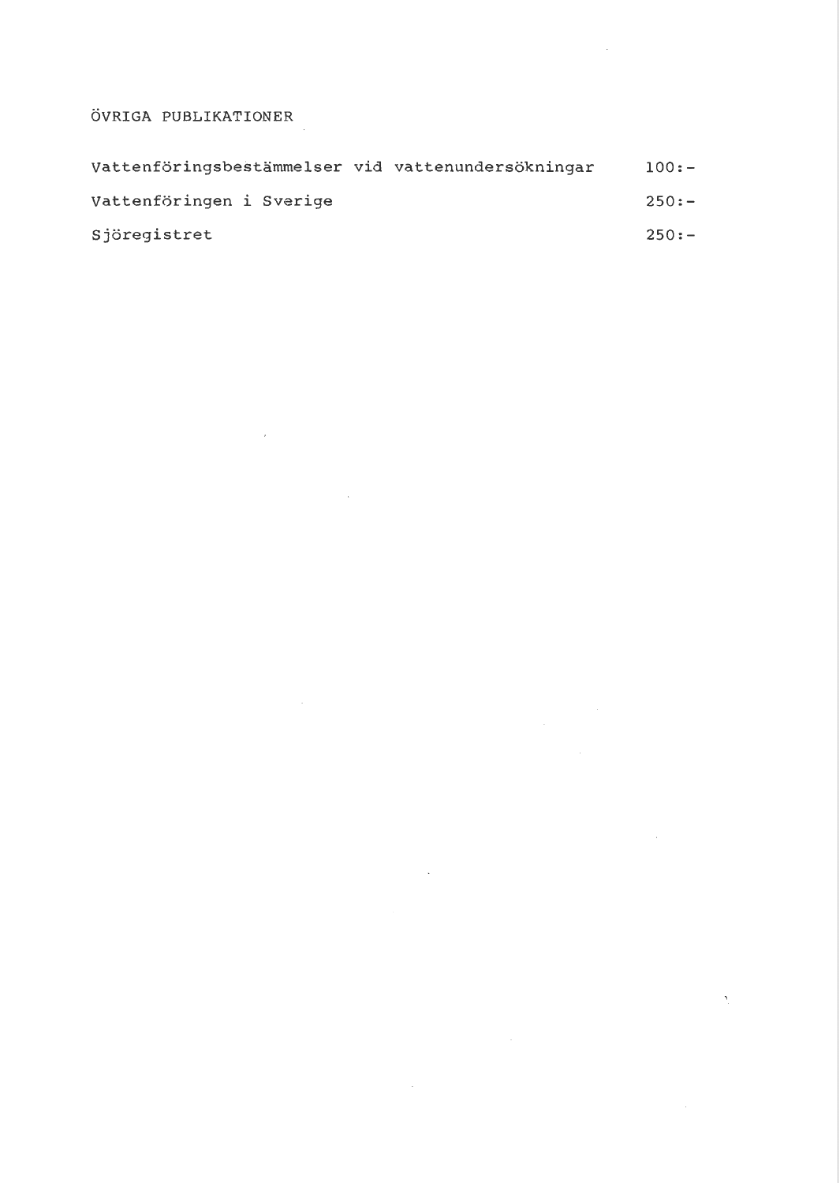ÖVRIGA PUBLIKATIONER

| | |
|---|---|
| Vattenföringsbestämmelser vid vattenundersökningar | 100:- |
| Vattenföringen i Sverige | 250:- |
| Sjöregistret | 250:- |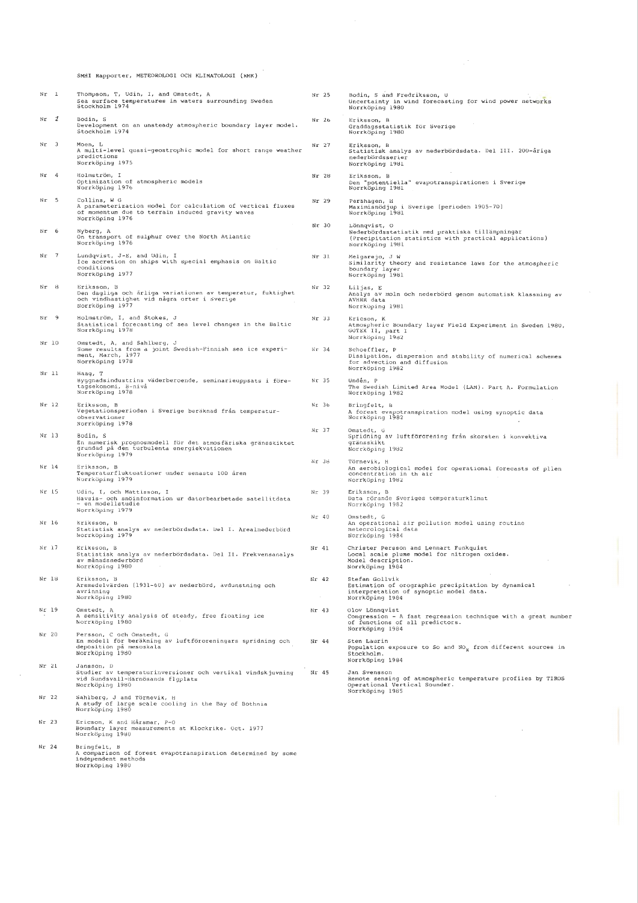SMHI Rapporter, METEOROLOGI OCH KLIMATOLOGI (RMK)

Nr 1 Thompson, T, Udin, I, and Omstedt, A
Sea surface temperatures in waters surrounding Sweden
Stockholm 1974

Nr 2 Bodin, S
Development on an unsteady atmospheric boundary layer model.
Stockholm 1974

Nr 3 Moen, L
A multi-level quasi-geostrophic model for short range weather predictions
Norrköping 1975

Nr 4 Holmström, I
Optimization of atmospheric models
Norrköping 1976

Nr 5 Collins, W G
A parameterization model for calculation of vertical fluxes of momentum due to terrain induced gravity waves
Norrköping 1976

Nr 6 Nyberg, A
On transport of sulphur over the North Atlantic
Norrköping 1976

Nr 7 Lundqvist, J-E, and Udin, I
Ice accretion on ships with special emphasis on Baltic conditions
Norrköping 1977

Nr 8 Eriksson, B
Den dagliga och årliga variationen av temperatur, fuktighet och vindhastighet vid några orter i Sverige
Norrköping 1977

Nr 9 Holmström, I, and Stokes, J
Statistical forecasting of sea level changes in the Baltic
Norrköping 1978

Nr 10 Omstedt, A, and Sahlberg, J
Some results from a joint Swedish-Finnish sea ice experiment, March, 1977
Norrköping 1978

Nr 11 Haag, T
Byggnadsindustrins väderberoende, seminarieuppsats i företagsekonomi, B-nivå
Norrköping 1978

Nr 12 Eriksson, B
Vegetationsperioden i Sverige beräknad från temperaturobservationer
Norrköping 1978

Nr 13 Bodin, S
En numerisk prognosmodell för det atmosfäriska gränsskiktet grundad på den turbulenta energiekvationen
Norrköping 1979

Nr 14 Eriksson, B
Temperaturfluktuationer under senaste 100 åren
Norrköping 1979

Nr 15 Udin, I, och Mattisson, I
Havis- och snöinformation ur datorbearbetade satellitdata - en modellstudie
Norrköping 1979

Nr 16 Eriksson, B
Statistisk analys av nederbördsdata. Del I. Arealnederbörd
Norrköping 1979

Nr 17 Eriksson, B
Statistisk analys av nederbördsdata. Del II. Frekvensanalys av månadsnederbörd
Norrköping 1980

Nr 18 Eriksson, B
Årsmedelvärden (1931-60) av nederbörd, avdunstning och avrinning
Norrköping 1980

Nr 19 Omstedt, A
A sensitivity analysis of steady, free floating ice
Norrköping 1980

Nr 20 Persson, C och Omstedt, G
En modell för beräkning av luftföroreningars spridning och deposition på mesoskala
Norrköping 1980

Nr 21 Jansson, D
Studier av temperaturinversioner och vertikal vindskjuvning vid Sundsvall-Härnösands flygplats
Norrköping 1980

Nr 22 Sahlberg, J and Törnevik, H
A study of large scale cooling in the Bay of Bothnia
Norrköping 1980

Nr 23 Ericson, K and Hårsmar, P-O
Boundary layer measurements at Klockrike. Oct. 1977
Norrköping 1980

Nr 24 Bringfelt, B
A comparison of forest evapotranspiration determined by some independent methods
Norrköping 1980

Nr 25 Bodin, S and Fredriksson, U
Uncertainty in wind forecasting for wind power networks
Norrköping 1980

Nr 26 Eriksson, B
Graddagsstatistik för Sverige
Norrköping 1980

Nr 27 Eriksson, B
Statistisk analys av nederbördsdata. Del III. 200-åriga nederbördsserier
Norrköping 1981

Nr 28 Eriksson, B
Den "potentiella" evapotranspirationen i Sverige
Norrköping 1981

Nr 29 Pershagen, H
Maximisnödjup i Sverige (perioden 1905-70)
Norrköping 1981

Nr 30 Lönnqvist, O
Nederbördsstatistik med praktiska tillämpningar
(Precipitation statistics with practical applications)
Norrköping 1981

Nr 31 Melgarejo, J W
Similarity theory and resistance laws for the atmospheric boundary layer
Norrköping 1981

Nr 32 Liljas, E
Analys av moln och nederbörd genom automatisk klassning av AVHRR data
Norrköping 1981

Nr 33 Ericson, K
Atmospheric Boundary layer Field Experiment in Sweden 1980, GOTEX II, part I
Norrköping 1982

Nr 34 Schoeffler, P
Dissipation, dispersion and stability of numerical schemes for advection and diffusion
Norrköping 1982

Nr 35 Undén, P
The Swedish Limited Area Model (LAM). Part A. Formulation
Norrköping 1982

Nr 36 Bringfelt, B
A forest evapotranspiration model using synoptic data
Norrköping 1982

Nr 37 Omstedt, G
Spridning av luftförorening från skorsten i konvektiva gränsskikt
Norrköping 1982

Nr 38 Törnevik, H
An aerobiological model for operational forecasts of pllen concentration in th air
Norrköping 1982

Nr 39 Eriksson, B
Data rörande Sveriges temperaturklimat
Norrköping 1982

Nr 40 Omstedt, G
An operational air pollution model using routine meteorological data
Norrköping 1984

Nr 41 Christer Persson and Lennart Funkquist
Local scale plume model for nitrogen oxides.
Model description.
Norrköping 1984

Nr 42 Stefan Gollvik
Estimation of orographic precipitation by dynamical interpretation of synoptic model data.
Norrköping 1984

Nr 43 Olov Lönnqvist
Congression - A fast regression technique with a great number of functions of all predictors.
Norrköping 1984

Nr 44 Sten Laurin
Population exposure to So and $NO_x$ from different sources in Stockholm.
Norrköping 1984

Nr 45 Jan Svensson
Remote sensing of atmospheric temperature profiles by TIROS Operational Vertical Sounder.
Norrköping 1985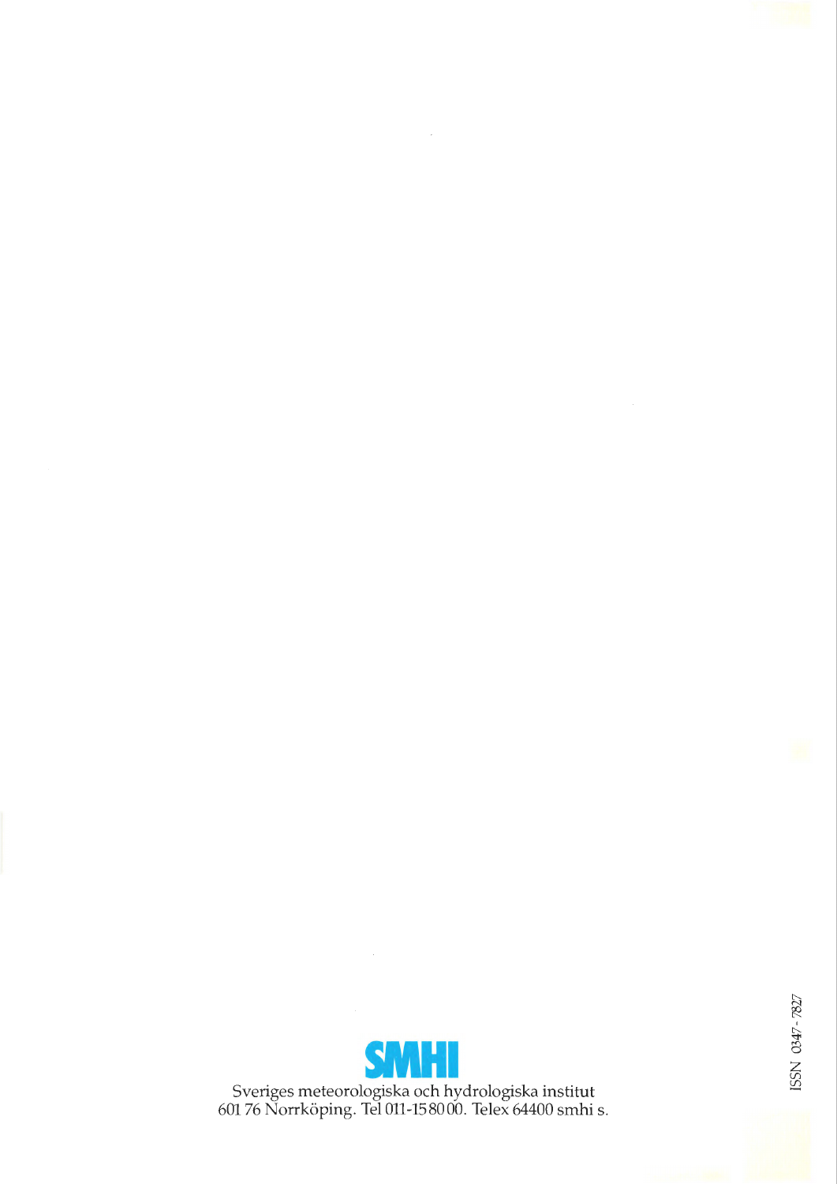SMHI

Sveriges meteorologiska och hydrologiska institut
601 76 Norrköping. Tel 011-15 80 00. Telex 64400 smhi s.

ISSN 0347 - 7827